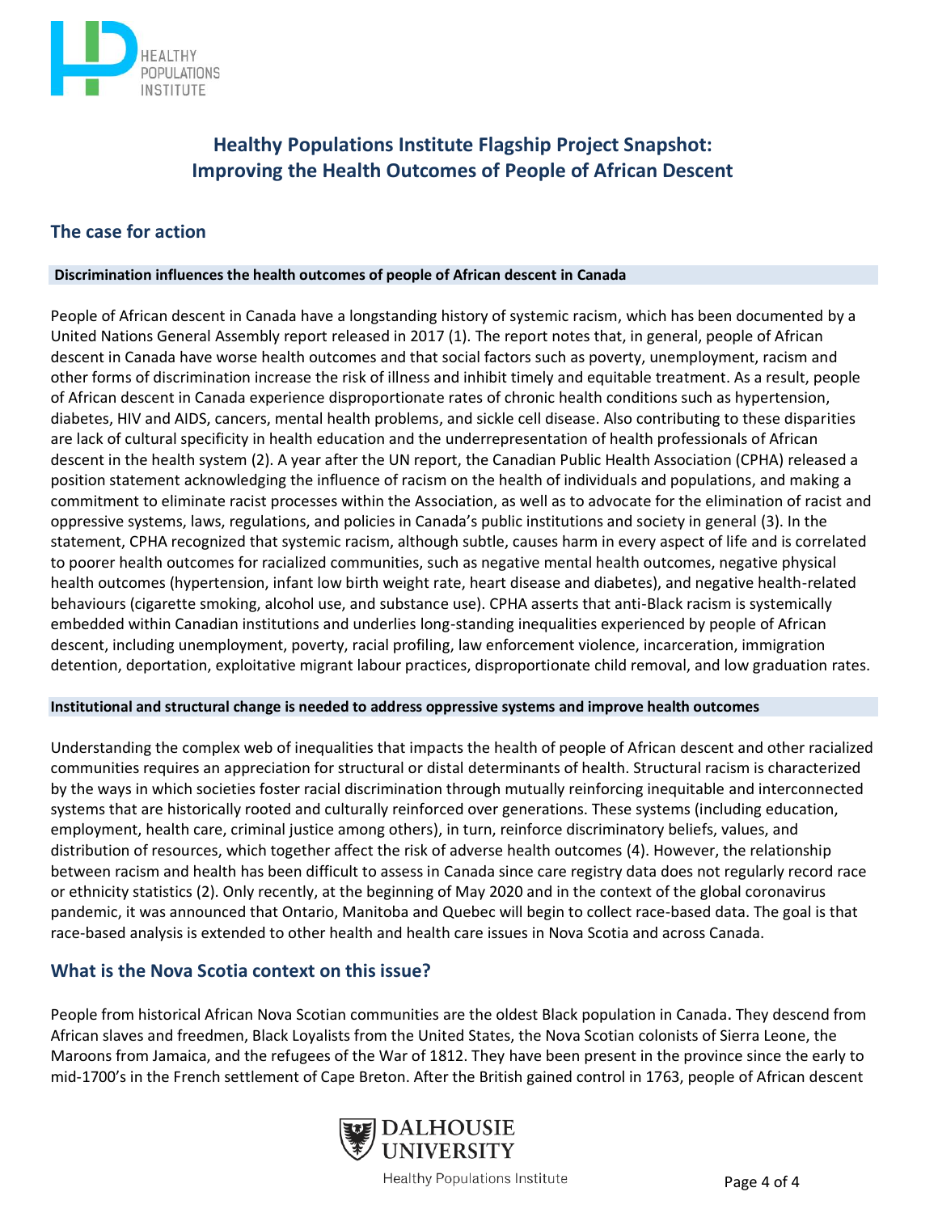# Healthy Populations Institute Flagship Project Snapshot: Improving the Health Outcomes of People of African Descent

## The case for action

#### Discrimination influences the health outcomes of people of African descent in Canada

People of African descent in Canada have a longstanding history of systemic racism, which has been documented by a United Nations General Assembly report released in 2017 (1). The report notes that, in general, people of African descent in Canada have worse health outcomes and that social factors such as poverty, unemployment, racism and other forms of discrimination increase the risk of illness and inhibit timely and equitable treatment. As a result, people of African descent in Canada experience disproportionate rates of chronic health conditions such as hypertension, diabetes, HIV and AIDS, cancers, mental health problems, and sickle cell disease. Also contributing to these disparities are lack of cultural specificity in health education and the underrepresentation of health professionals of African descent in the health system (2). A year after the UN report, the Canadian Public Health Association (CPHA) released a position statement acknowledging the influence of racism on the health of individuals and populations, and making a commitment to eliminate racist processes within the Association, as well as to advocate for the elimination of racist and oppressive systems, laws, regulations, and policies in Canada's public institutions and society in general (3). In the statement, CPHA recognized that systemic racism, although subtle, causes harm in every aspect of life and is correlated to poorer health outcomes for racialized communities, such as negative mental health outcomes, negative physical health outcomes (hypertension, infant low birth weight rate, heart disease and diabetes), and negative health-related behaviours (cigarette smoking, alcohol use, and substance use). CPHA asserts that anti-Black racism is systemically embedded within Canadian institutions and underlies long-standing inequalities experienced by people of African descent, including unemployment, poverty, racial profiling, law enforcement violence, incarceration, immigration detention, deportation, exploitative migrant labour practices, disproportionate child removal, and low graduation rates.

#### Institutional and structural change is needed to address oppressive systems and improve health outcomes

Understanding the complex web of inequalities that impacts the health of people of African descent and other racialized communities requires an appreciation for structural or distal determinants of health. Structural racism is characterized by the ways in which societies foster racial discrimination through mutually reinforcing inequitable and interconnected systems that are historically rooted and culturally reinforced over generations. These systems (including education, employment, health care, criminal justice among others), in turn, reinforce discriminatory beliefs, values, and distribution of resources, which together affect the risk of adverse health outcomes (4). However, the relationship between racism and health has been difficult to assess in Canada since care registry data does not regularly record race or ethnicity statistics (2). Only recently, at the beginning of May 2020 and in the context of the global coronavirus pandemic, it was announced that Ontario, Manitoba and Quebec will begin to collect race-based data. The goal is that race-based analysis is extended to other health and health care issues in Nova Scotia and across Canada.

## What is the Nova Scotia context on this issue?

People from historical African Nova Scotian communities are the oldest Black population in Canada. They descend from African slaves and freedmen, Black Loyalists from the United States, the Nova Scotian colonists of Sierra Leone, the Maroons from Jamaica, and the refugees of the War of 1812. They have been present in the province since the early to mid-1700's in the French settlement of Cape Breton. After the British gained control in 1763, people of African descent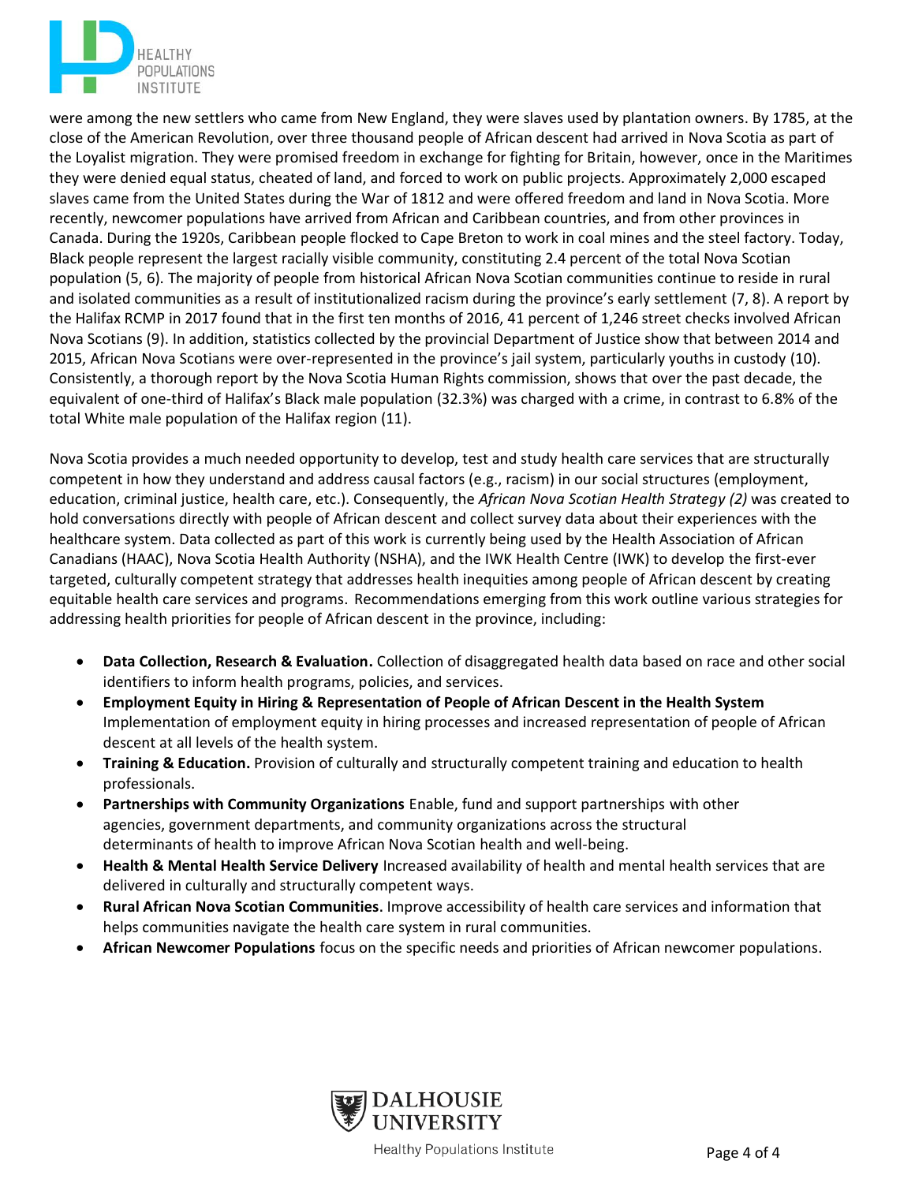were among the new settlers who came from New England, they were slaves used by plantation owners. By 1785, at the close of the American Revolution, over three thousand people of African descent had arrived in Nova Scotia as part of the Loyalist migration. They were promised freedom in exchange for fighting for Britain, however, once in the Maritimes they were denied equal status, cheated of land, and forced to work on public projects. Approximately 2,000 escaped slaves came from the United States during the War of 1812 and were offered freedom and land in Nova Scotia. More recently, newcomer populations have arrived from African and Caribbean countries, and from other provinces in Canada. During the 1920s, Caribbean people flocked to Cape Breton to work in coal mines and the steel factory. Today, Black people represent the largest racially visible community, constituting 2.4 percent of the total Nova Scotian population (5, 6). The majority of people from historical African Nova Scotian communities continue to reside in rural and isolated communities as a result of institutionalized racism during the province's early settlement (7, 8). A report by the Halifax RCMP in 2017 found that in the first ten months of 2016, 41 percent of 1,246 street checks involved African Nova Scotians (9). In addition, statistics collected by the provincial Department of Justice show that between 2014 and 2015, African Nova Scotians were over-represented in the province's jail system, particularly youths in custody (10). Consistently, a thorough report by the Nova Scotia Human Rights commission, shows that over the past decade, the equivalent of one-third of Halifax's Black male population (32.3%) was charged with a crime, in contrast to 6.8% of the total White male population of the Halifax region (11).

Nova Scotia provides a much needed opportunity to develop, test and study health care services that are structurally competent in how they understand and address causal factors (e.g., racism) in our social structures (employment, education, criminal justice, health care, etc.). Consequently, the *African Nova Scotian Health Strategy (2)* was created to hold conversations directly with people of African descent and collect survey data about their experiences with the healthcare system. Data collected as part of this work is currently being used by the Health Association of African Canadians (HAAC), Nova Scotia Health Authority (NSHA), and the IWK Health Centre (IWK) to develop the first-ever targeted, culturally competent strategy that addresses health inequities among people of African descent by creating equitable health care services and programs. Recommendations emerging from this work outline various strategies for addressing health priorities for people of African descent in the province, including:

- **Data Collection, Research & Evaluation.** Collection of disaggregated health data based on race and other social identifiers to inform health programs, policies, and services.
- **Employment Equity in Hiring & Representation of People of African Descent in the Health System** Implementation of employment equity in hiring processes and increased representation of people of African descent at all levels of the health system.
- **Training & Education.** Provision of culturally and structurally competent training and education to health professionals.
- **Partnerships with Community Organizations** Enable, fund and support partnerships with other agencies, government departments, and community organizations across the structural determinants of health to improve African Nova Scotian health and well-being.
- **Health & Mental Health Service Delivery** Increased availability of health and mental health services that are delivered in culturally and structurally competent ways.
- **Rural African Nova Scotian Communities.** Improve accessibility of health care services and information that helps communities navigate the health care system in rural communities.
- **African Newcomer Populations** focus on the specific needs and priorities of African newcomer populations.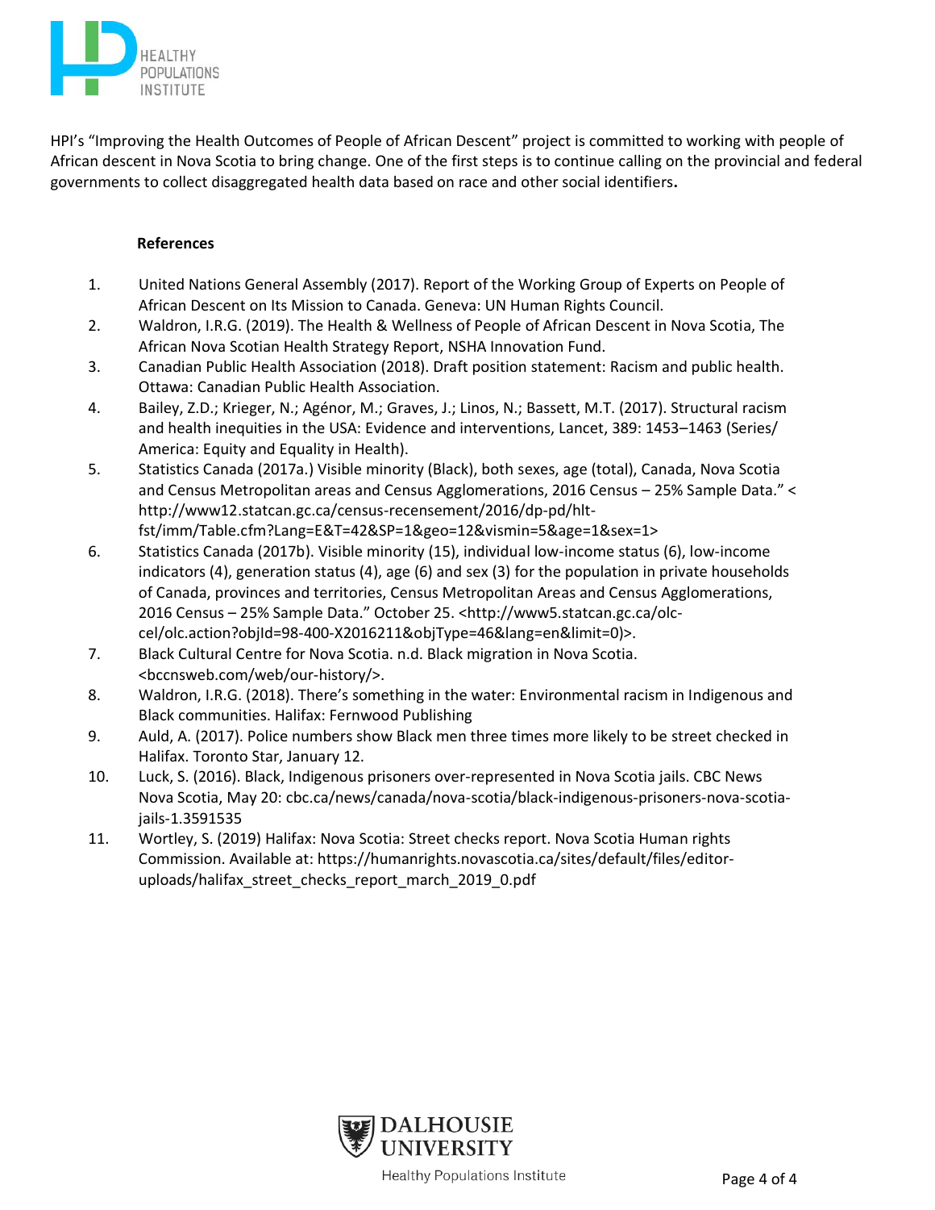HPI's "Improving the Health Outcomes of People of African Descent" project is committed to working with people of African descent in Nova Scotia to bring change. One of the first steps is to continue calling on the provincial and federal governments to collect disaggregated health data based on race and other social identifiers**.**

**References**

1. United Nations General Assembly (2017). Report of the Working Group of Experts on People of African Descent on Its Mission to Canada. Geneva: UN Human Rights Council.
2. Waldron, I.R.G. (2019). The Health & Wellness of People of African Descent in Nova Scotia, The African Nova Scotian Health Strategy Report, NSHA Innovation Fund.
3. Canadian Public Health Association (2018). Draft position statement: Racism and public health. Ottawa: Canadian Public Health Association.
4. Bailey, Z.D.; Krieger, N.; Agénor, M.; Graves, J.; Linos, N.; Bassett, M.T. (2017). Structural racism and health inequities in the USA: Evidence and interventions, Lancet, 389: 1453–1463 (Series/ America: Equity and Equality in Health).
5. Statistics Canada (2017a.) Visible minority (Black), both sexes, age (total), Canada, Nova Scotia and Census Metropolitan areas and Census Agglomerations, 2016 Census – 25% Sample Data." < http://www12.statcan.gc.ca/census-recensement/2016/dp-pd/hlt-fst/imm/Table.cfm?Lang=E&T=42&SP=1&geo=12&vismin=5&age=1&sex=1>
6. Statistics Canada (2017b). Visible minority (15), individual low-income status (6), low-income indicators (4), generation status (4), age (6) and sex (3) for the population in private households of Canada, provinces and territories, Census Metropolitan Areas and Census Agglomerations, 2016 Census – 25% Sample Data." October 25. <http://www5.statcan.gc.ca/olc-cel/olc.action?objId=98-400-X2016211&objType=46&lang=en&limit=0)>.
7. Black Cultural Centre for Nova Scotia. n.d. Black migration in Nova Scotia. <bccnsweb.com/web/our-history/>.
8. Waldron, I.R.G. (2018). There's something in the water: Environmental racism in Indigenous and Black communities. Halifax: Fernwood Publishing
9. Auld, A. (2017). Police numbers show Black men three times more likely to be street checked in Halifax. Toronto Star, January 12.
10. Luck, S. (2016). Black, Indigenous prisoners over-represented in Nova Scotia jails. CBC News Nova Scotia, May 20: cbc.ca/news/canada/nova-scotia/black-indigenous-prisoners-nova-scotia-jails-1.3591535
11. Wortley, S. (2019) Halifax: Nova Scotia: Street checks report. Nova Scotia Human rights Commission. Available at: https://humanrights.novascotia.ca/sites/default/files/editor-uploads/halifax_street_checks_report_march_2019_0.pdf